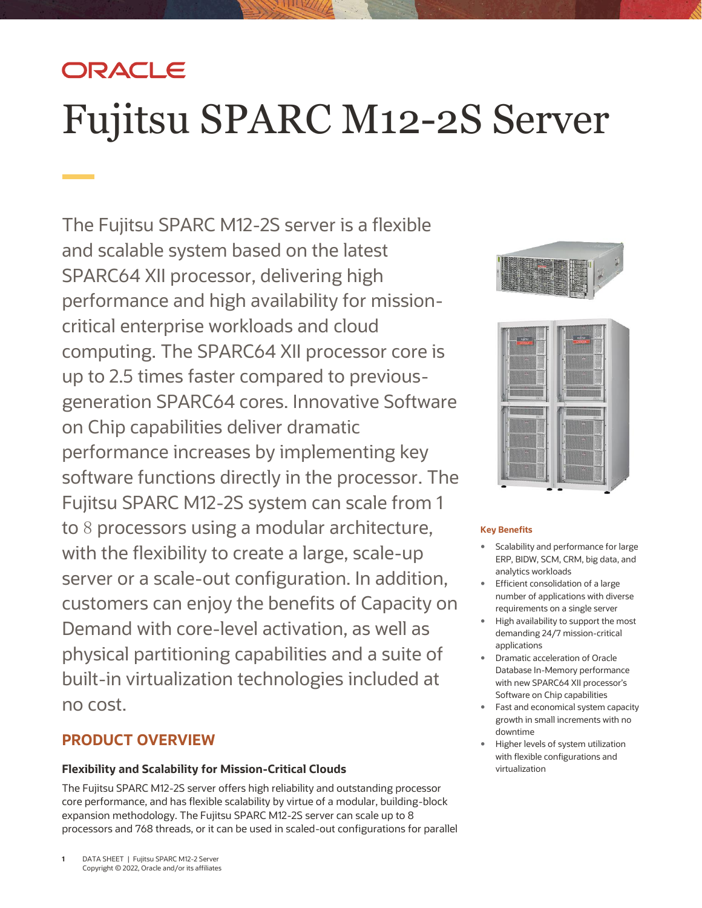# Fujitsu SPARC M12-2S Server

The Fujitsu SPARC M12-2S server is a flexible and scalable system based on the latest SPARC64 XII processor, delivering high performance and high availability for mission-critical enterprise workloads and cloud computing. The SPARC64 XII processor core is up to 2.5 times faster compared to previous-generation SPARC64 cores. Innovative Software on Chip capabilities deliver dramatic performance increases by implementing key software functions directly in the processor. The Fujitsu SPARC M12-2S system can scale from 1 to 8 processors using a modular architecture, with the flexibility to create a large, scale-up server or a scale-out configuration. In addition, customers can enjoy the benefits of Capacity on Demand with core-level activation, as well as physical partitioning capabilities and a suite of built-in virtualization technologies included at no cost.

**Key Benefits**

- Scalability and performance for large ERP, BIDW, SCM, CRM, big data, and analytics workloads
- Efficient consolidation of a large number of applications with diverse requirements on a single server
- High availability to support the most demanding 24/7 mission-critical applications
- Dramatic acceleration of Oracle Database In-Memory performance with new SPARC64 XII processor's Software on Chip capabilities
- Fast and economical system capacity growth in small increments with no downtime
- Higher levels of system utilization with flexible configurations and virtualization

## PRODUCT OVERVIEW

### Flexibility and Scalability for Mission-Critical Clouds

The Fujitsu SPARC M12-2S server offers high reliability and outstanding processor core performance, and has flexible scalability by virtue of a modular, building-block expansion methodology. The Fujitsu SPARC M12-2S server can scale up to 8 processors and 768 threads, or it can be used in scaled-out configurations for parallel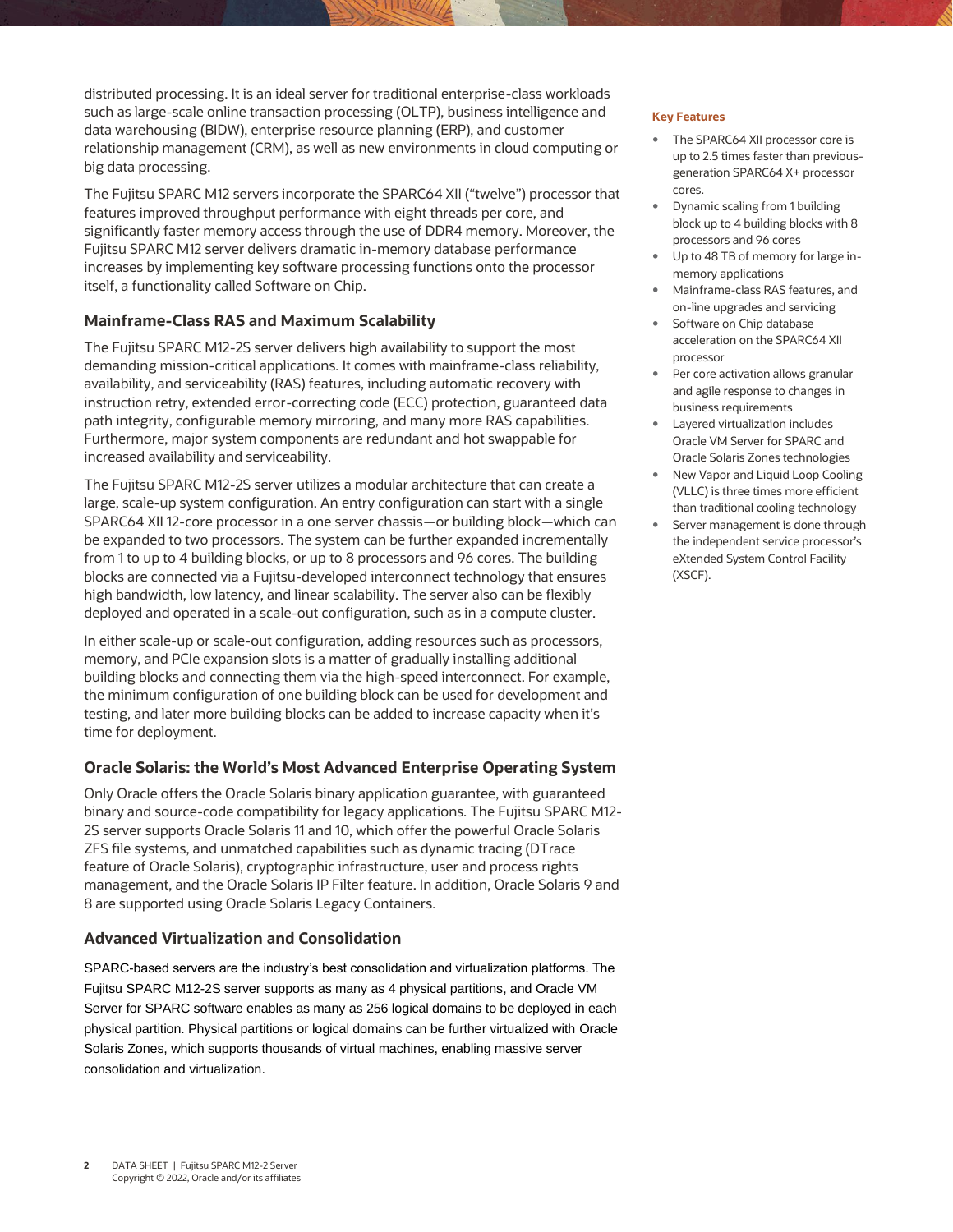distributed processing. It is an ideal server for traditional enterprise-class workloads such as large-scale online transaction processing (OLTP), business intelligence and data warehousing (BIDW), enterprise resource planning (ERP), and customer relationship management (CRM), as well as new environments in cloud computing or big data processing.

The Fujitsu SPARC M12 servers incorporate the SPARC64 XII ("twelve") processor that features improved throughput performance with eight threads per core, and significantly faster memory access through the use of DDR4 memory. Moreover, the Fujitsu SPARC M12 server delivers dramatic in-memory database performance increases by implementing key software processing functions onto the processor itself, a functionality called Software on Chip.

### Mainframe-Class RAS and Maximum Scalability

The Fujitsu SPARC M12-2S server delivers high availability to support the most demanding mission-critical applications. It comes with mainframe-class reliability, availability, and serviceability (RAS) features, including automatic recovery with instruction retry, extended error-correcting code (ECC) protection, guaranteed data path integrity, configurable memory mirroring, and many more RAS capabilities. Furthermore, major system components are redundant and hot swappable for increased availability and serviceability.

The Fujitsu SPARC M12-2S server utilizes a modular architecture that can create a large, scale-up system configuration. An entry configuration can start with a single SPARC64 XII 12-core processor in a one server chassis—or building block—which can be expanded to two processors. The system can be further expanded incrementally from 1 to up to 4 building blocks, or up to 8 processors and 96 cores. The building blocks are connected via a Fujitsu-developed interconnect technology that ensures high bandwidth, low latency, and linear scalability. The server also can be flexibly deployed and operated in a scale-out configuration, such as in a compute cluster.

In either scale-up or scale-out configuration, adding resources such as processors, memory, and PCIe expansion slots is a matter of gradually installing additional building blocks and connecting them via the high-speed interconnect. For example, the minimum configuration of one building block can be used for development and testing, and later more building blocks can be added to increase capacity when it's time for deployment.

### Oracle Solaris: the World's Most Advanced Enterprise Operating System

Only Oracle offers the Oracle Solaris binary application guarantee, with guaranteed binary and source-code compatibility for legacy applications. The Fujitsu SPARC M12-2S server supports Oracle Solaris 11 and 10, which offer the powerful Oracle Solaris ZFS file systems, and unmatched capabilities such as dynamic tracing (DTrace feature of Oracle Solaris), cryptographic infrastructure, user and process rights management, and the Oracle Solaris IP Filter feature. In addition, Oracle Solaris 9 and 8 are supported using Oracle Solaris Legacy Containers.

### Advanced Virtualization and Consolidation

SPARC-based servers are the industry's best consolidation and virtualization platforms. The Fujitsu SPARC M12-2S server supports as many as 4 physical partitions, and Oracle VM Server for SPARC software enables as many as 256 logical domains to be deployed in each physical partition. Physical partitions or logical domains can be further virtualized with Oracle Solaris Zones, which supports thousands of virtual machines, enabling massive server consolidation and virtualization.

**Key Features**

- The SPARC64 XII processor core is up to 2.5 times faster than previous-generation SPARC64 X+ processor cores.
- Dynamic scaling from 1 building block up to 4 building blocks with 8 processors and 96 cores
- Up to 48 TB of memory for large in-memory applications
- Mainframe-class RAS features, and on-line upgrades and servicing
- Software on Chip database acceleration on the SPARC64 XII processor
- Per core activation allows granular and agile response to changes in business requirements
- Layered virtualization includes Oracle VM Server for SPARC and Oracle Solaris Zones technologies
- New Vapor and Liquid Loop Cooling (VLLC) is three times more efficient than traditional cooling technology
- Server management is done through the independent service processor's eXtended System Control Facility (XSCF).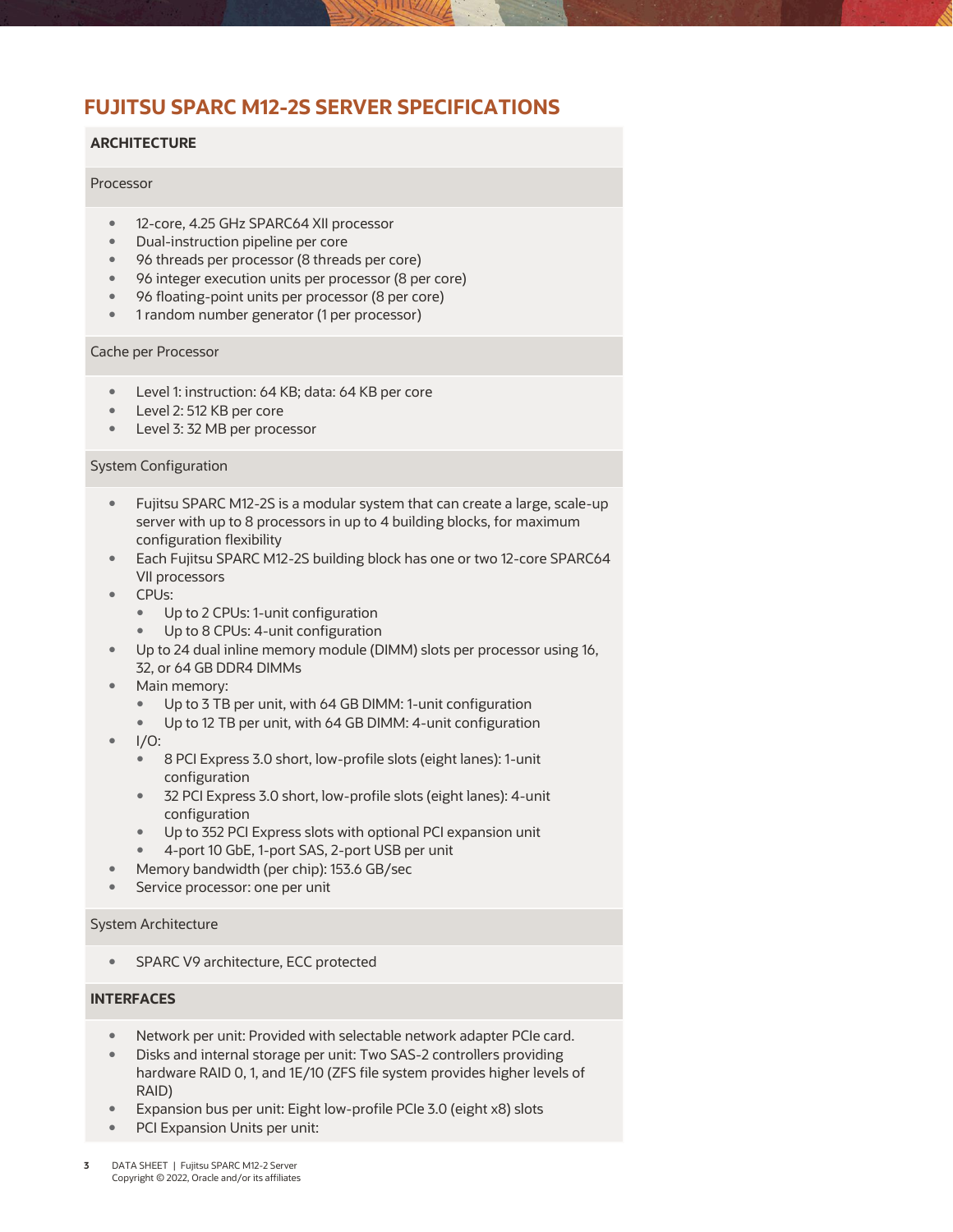## FUJITSU SPARC M12-2S SERVER SPECIFICATIONS

### ARCHITECTURE

**Processor**

- 12-core, 4.25 GHz SPARC64 XII processor
- Dual-instruction pipeline per core
- 96 threads per processor (8 threads per core)
- 96 integer execution units per processor (8 per core)
- 96 floating-point units per processor (8 per core)
- 1 random number generator (1 per processor)

**Cache per Processor**

- Level 1: instruction: 64 KB; data: 64 KB per core
- Level 2: 512 KB per core
- Level 3: 32 MB per processor

**System Configuration**

- Fujitsu SPARC M12-2S is a modular system that can create a large, scale-up server with up to 8 processors in up to 4 building blocks, for maximum configuration flexibility
- Each Fujitsu SPARC M12-2S building block has one or two 12-core SPARC64 VII processors
- CPUs:
  - Up to 2 CPUs: 1-unit configuration
  - Up to 8 CPUs: 4-unit configuration
- Up to 24 dual inline memory module (DIMM) slots per processor using 16, 32, or 64 GB DDR4 DIMMs
- Main memory:
  - Up to 3 TB per unit, with 64 GB DIMM: 1-unit configuration
  - Up to 12 TB per unit, with 64 GB DIMM: 4-unit configuration
- I/O:
  - 8 PCI Express 3.0 short, low-profile slots (eight lanes): 1-unit configuration
  - 32 PCI Express 3.0 short, low-profile slots (eight lanes): 4-unit configuration
  - Up to 352 PCI Express slots with optional PCI expansion unit
  - 4-port 10 GbE, 1-port SAS, 2-port USB per unit
- Memory bandwidth (per chip): 153.6 GB/sec
- Service processor: one per unit

**System Architecture**

- SPARC V9 architecture, ECC protected

### INTERFACES

- Network per unit: Provided with selectable network adapter PCIe card.
- Disks and internal storage per unit: Two SAS-2 controllers providing hardware RAID 0, 1, and 1E/10 (ZFS file system provides higher levels of RAID)
- Expansion bus per unit: Eight low-profile PCIe 3.0 (eight x8) slots
- PCI Expansion Units per unit: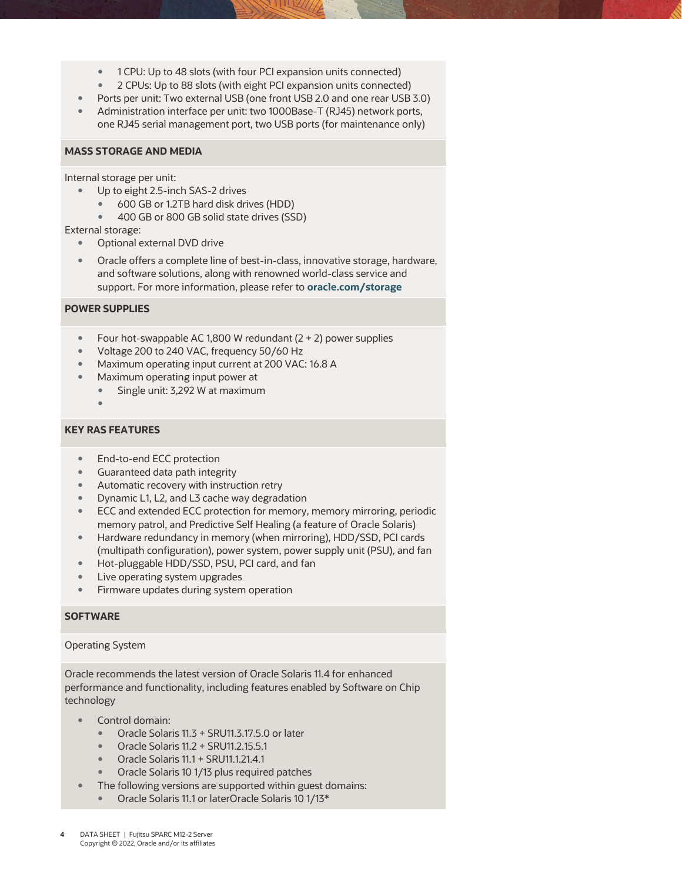- 1 CPU: Up to 48 slots (with four PCI expansion units connected)
  - 2 CPUs: Up to 88 slots (with eight PCI expansion units connected)
- Ports per unit: Two external USB (one front USB 2.0 and one rear USB 3.0)
- Administration interface per unit: two 1000Base-T (RJ45) network ports, one RJ45 serial management port, two USB ports (for maintenance only)

## MASS STORAGE AND MEDIA

Internal storage per unit:

- Up to eight 2.5-inch SAS-2 drives
  - 600 GB or 1.2TB hard disk drives (HDD)
  - 400 GB or 800 GB solid state drives (SSD)

External storage:

- Optional external DVD drive
- Oracle offers a complete line of best-in-class, innovative storage, hardware, and software solutions, along with renowned world-class service and support. For more information, please refer to **oracle.com/storage**

## POWER SUPPLIES

- Four hot-swappable AC 1,800 W redundant (2 + 2) power supplies
- Voltage 200 to 240 VAC, frequency 50/60 Hz
- Maximum operating input current at 200 VAC: 16.8 A
- Maximum operating input power at
  - Single unit: 3,292 W at maximum
  -

## KEY RAS FEATURES

- End-to-end ECC protection
- Guaranteed data path integrity
- Automatic recovery with instruction retry
- Dynamic L1, L2, and L3 cache way degradation
- ECC and extended ECC protection for memory, memory mirroring, periodic memory patrol, and Predictive Self Healing (a feature of Oracle Solaris)
- Hardware redundancy in memory (when mirroring), HDD/SSD, PCI cards (multipath configuration), power system, power supply unit (PSU), and fan
- Hot-pluggable HDD/SSD, PSU, PCI card, and fan
- Live operating system upgrades
- Firmware updates during system operation

## SOFTWARE

Operating System

Oracle recommends the latest version of Oracle Solaris 11.4 for enhanced performance and functionality, including features enabled by Software on Chip technology

- Control domain:
  - Oracle Solaris 11.3 + SRU11.3.17.5.0 or later
  - Oracle Solaris 11.2 + SRU11.2.15.5.1
  - Oracle Solaris 11.1 + SRU11.1.21.4.1
  - Oracle Solaris 10 1/13 plus required patches
- The following versions are supported within guest domains:
  - Oracle Solaris 11.1 or laterOracle Solaris 10 1/13*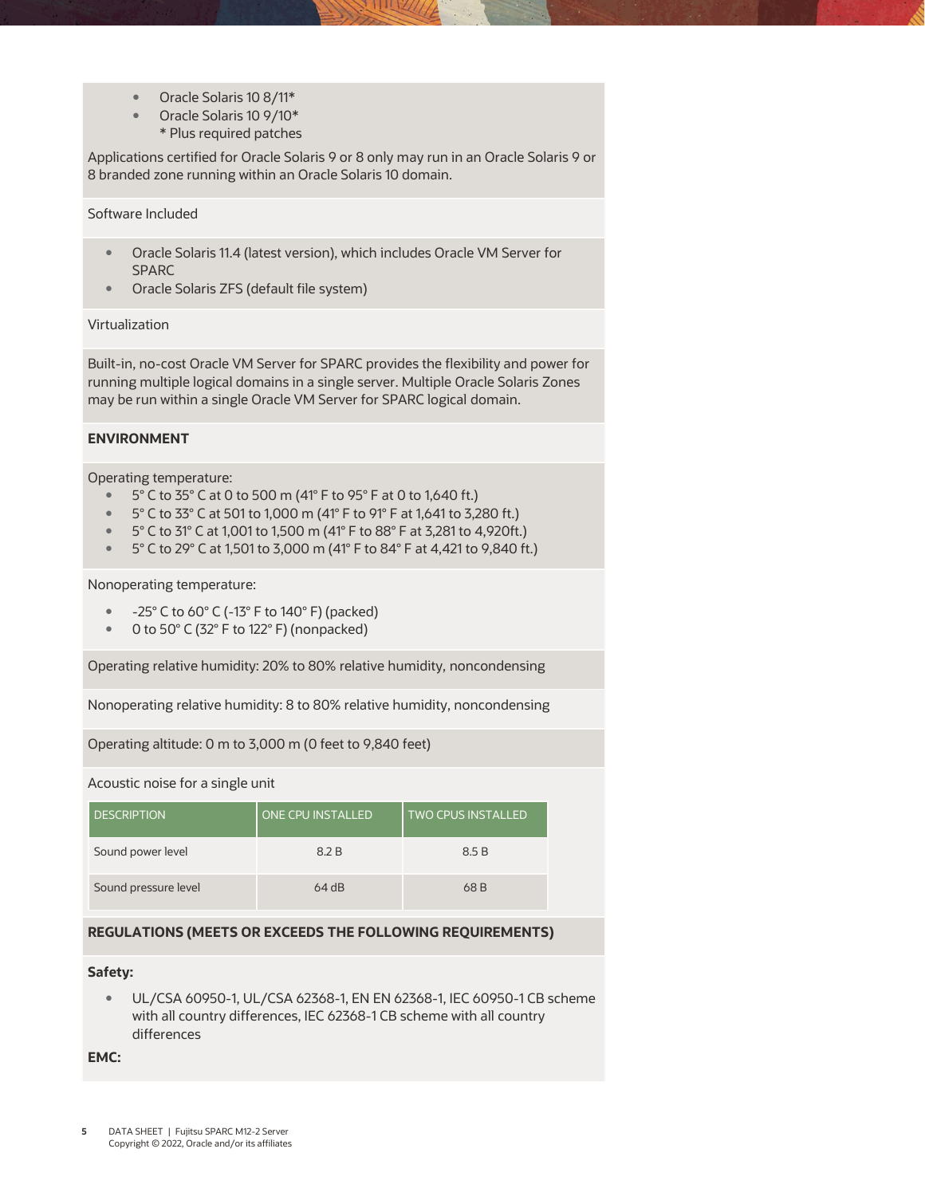- Oracle Solaris 10 8/11*
- Oracle Solaris 10 9/10*
  * Plus required patches

Applications certified for Oracle Solaris 9 or 8 only may run in an Oracle Solaris 9 or 8 branded zone running within an Oracle Solaris 10 domain.

Software Included

- Oracle Solaris 11.4 (latest version), which includes Oracle VM Server for SPARC
- Oracle Solaris ZFS (default file system)

Virtualization

Built-in, no-cost Oracle VM Server for SPARC provides the flexibility and power for running multiple logical domains in a single server. Multiple Oracle Solaris Zones may be run within a single Oracle VM Server for SPARC logical domain.

**ENVIRONMENT**

Operating temperature:

- 5° C to 35° C at 0 to 500 m (41° F to 95° F at 0 to 1,640 ft.)
- 5° C to 33° C at 501 to 1,000 m (41° F to 91° F at 1,641 to 3,280 ft.)
- 5° C to 31° C at 1,001 to 1,500 m (41° F to 88° F at 3,281 to 4,920ft.)
- 5° C to 29° C at 1,501 to 3,000 m (41° F to 84° F at 4,421 to 9,840 ft.)

Nonoperating temperature:

- -25° C to 60° C (-13° F to 140° F) (packed)
- 0 to 50° C (32° F to 122° F) (nonpacked)

Operating relative humidity: 20% to 80% relative humidity, noncondensing

Nonoperating relative humidity: 8 to 80% relative humidity, noncondensing

Operating altitude: 0 m to 3,000 m (0 feet to 9,840 feet)

Acoustic noise for a single unit

| DESCRIPTION | ONE CPU INSTALLED | TWO CPUS INSTALLED |
| --- | --- | --- |
| Sound power level | 8.2 B | 8.5 B |
| Sound pressure level | 64 dB | 68 B |

**REGULATIONS (MEETS OR EXCEEDS THE FOLLOWING REQUIREMENTS)**

**Safety:**

- UL/CSA 60950-1, UL/CSA 62368-1, EN EN 62368-1, IEC 60950-1 CB scheme with all country differences, IEC 62368-1 CB scheme with all country differences

**EMC:**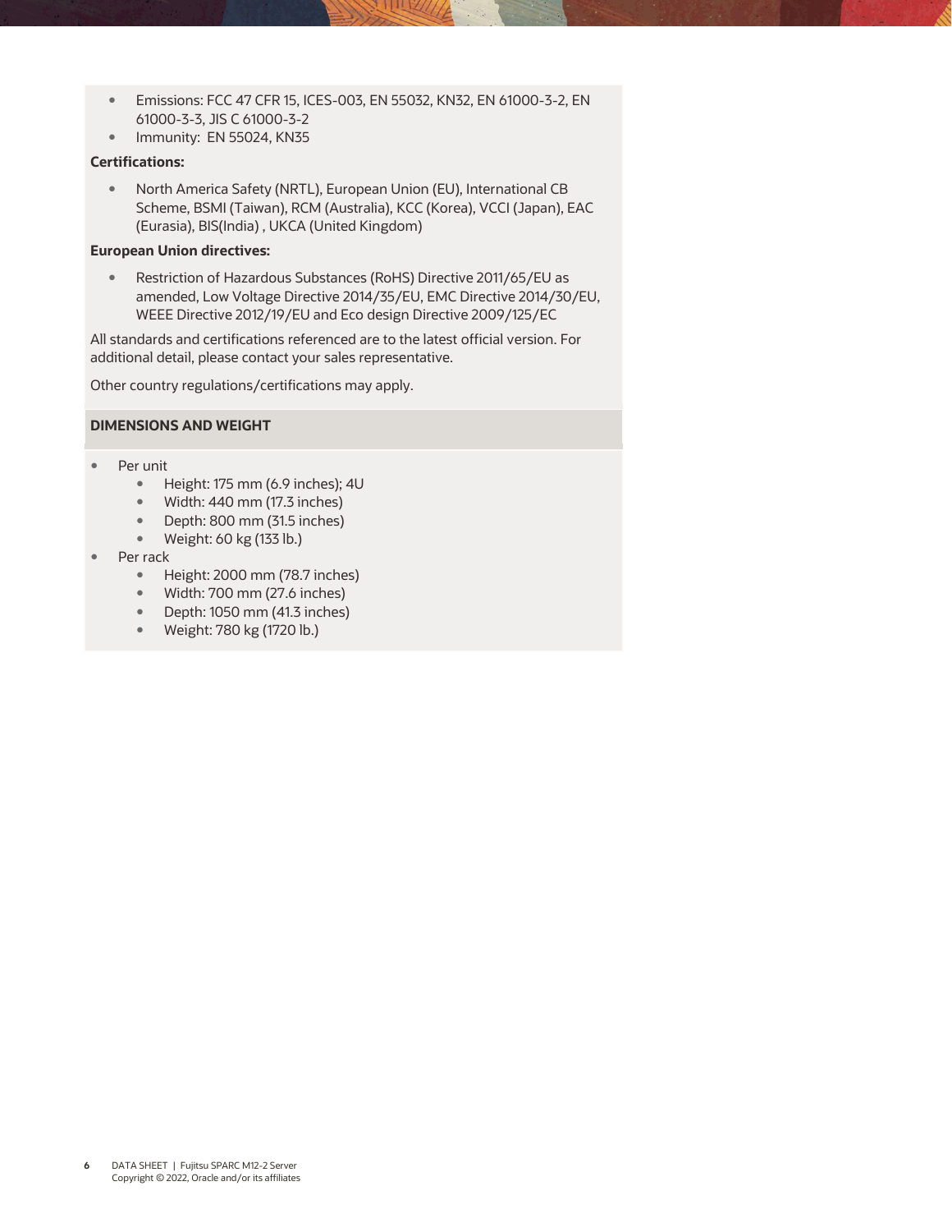- Emissions: FCC 47 CFR 15, ICES-003, EN 55032, KN32, EN 61000-3-2, EN 61000-3-3, JIS C 61000-3-2
- Immunity: EN 55024, KN35

**Certifications:**

- North America Safety (NRTL), European Union (EU), International CB Scheme, BSMI (Taiwan), RCM (Australia), KCC (Korea), VCCI (Japan), EAC (Eurasia), BIS(India) , UKCA (United Kingdom)

**European Union directives:**

- Restriction of Hazardous Substances (RoHS) Directive 2011/65/EU as amended, Low Voltage Directive 2014/35/EU, EMC Directive 2014/30/EU, WEEE Directive 2012/19/EU and Eco design Directive 2009/125/EC

All standards and certifications referenced are to the latest official version. For additional detail, please contact your sales representative.

Other country regulations/certifications may apply.

## DIMENSIONS AND WEIGHT

- Per unit
  - Height: 175 mm (6.9 inches); 4U
  - Width: 440 mm (17.3 inches)
  - Depth: 800 mm (31.5 inches)
  - Weight: 60 kg (133 lb.)
- Per rack
  - Height: 2000 mm (78.7 inches)
  - Width: 700 mm (27.6 inches)
  - Depth: 1050 mm (41.3 inches)
  - Weight: 780 kg (1720 lb.)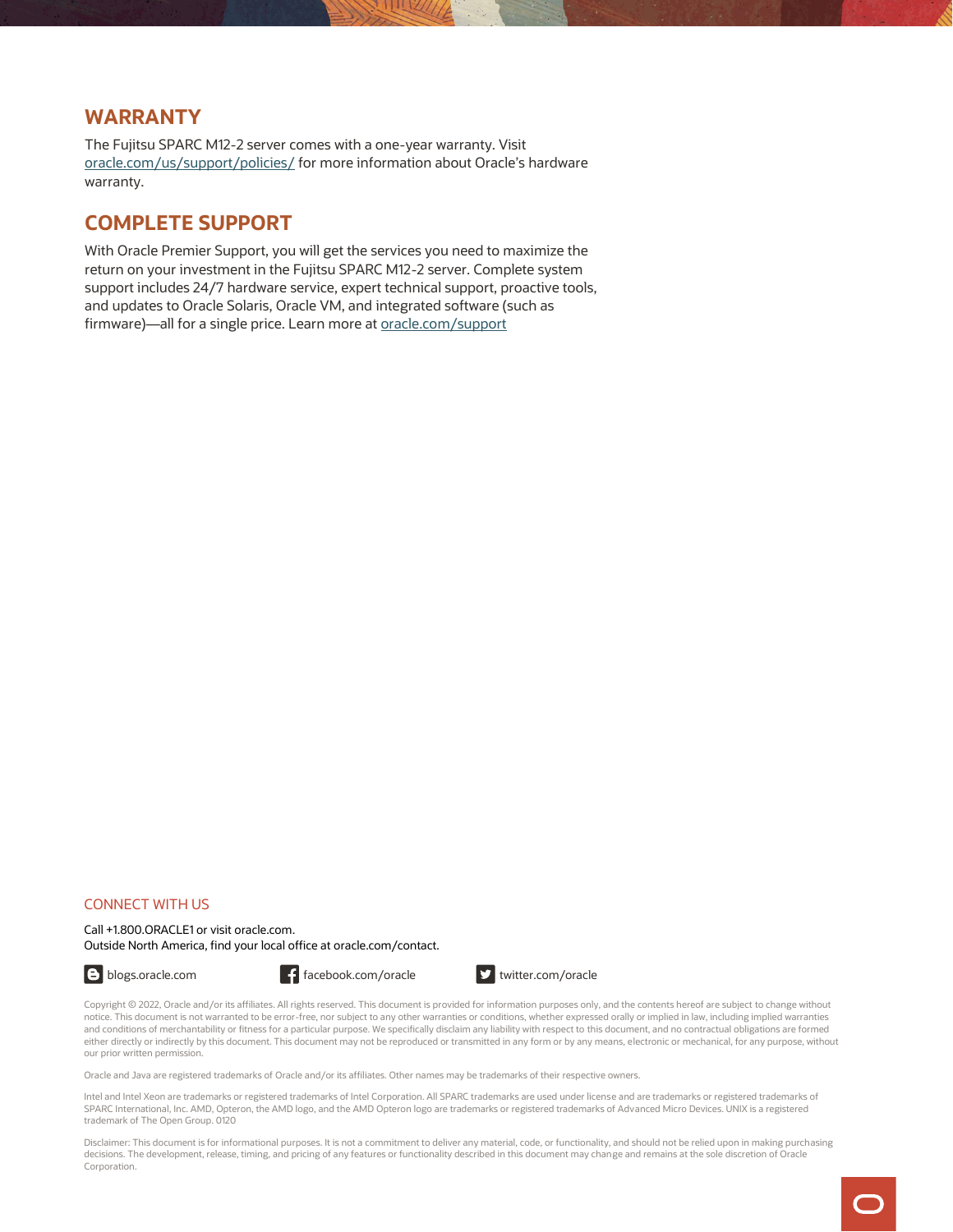## WARRANTY

The Fujitsu SPARC M12-2 server comes with a one-year warranty. Visit oracle.com/us/support/policies/ for more information about Oracle's hardware warranty.

## COMPLETE SUPPORT

With Oracle Premier Support, you will get the services you need to maximize the return on your investment in the Fujitsu SPARC M12-2 server. Complete system support includes 24/7 hardware service, expert technical support, proactive tools, and updates to Oracle Solaris, Oracle VM, and integrated software (such as firmware)—all for a single price. Learn more at oracle.com/support

### CONNECT WITH US

Call +1.800.ORACLE1 or visit oracle.com.
Outside North America, find your local office at oracle.com/contact.

blogs.oracle.com    facebook.com/oracle    twitter.com/oracle

Copyright © 2022, Oracle and/or its affiliates. All rights reserved. This document is provided for information purposes only, and the contents hereof are subject to change without notice. This document is not warranted to be error-free, nor subject to any other warranties or conditions, whether expressed orally or implied in law, including implied warranties and conditions of merchantability or fitness for a particular purpose. We specifically disclaim any liability with respect to this document, and no contractual obligations are formed either directly or indirectly by this document. This document may not be reproduced or transmitted in any form or by any means, electronic or mechanical, for any purpose, without our prior written permission.

Oracle and Java are registered trademarks of Oracle and/or its affiliates. Other names may be trademarks of their respective owners.

Intel and Intel Xeon are trademarks or registered trademarks of Intel Corporation. All SPARC trademarks are used under license and are trademarks or registered trademarks of SPARC International, Inc. AMD, Opteron, the AMD logo, and the AMD Opteron logo are trademarks or registered trademarks of Advanced Micro Devices. UNIX is a registered trademark of The Open Group. 0120

Disclaimer: This document is for informational purposes. It is not a commitment to deliver any material, code, or functionality, and should not be relied upon in making purchasing decisions. The development, release, timing, and pricing of any features or functionality described in this document may change and remains at the sole discretion of Oracle Corporation.